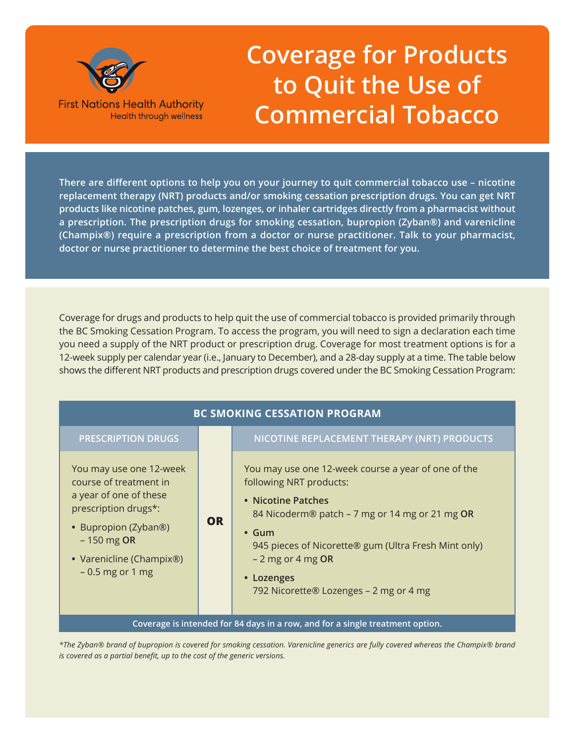First Nations Health Authority
Health through wellness

# Coverage for Products to Quit the Use of Commercial Tobacco

**There are different options to help you on your journey to quit commercial tobacco use – nicotine replacement therapy (NRT) products and/or smoking cessation prescription drugs. You can get NRT products like nicotine patches, gum, lozenges, or inhaler cartridges directly from a pharmacist without a prescription. The prescription drugs for smoking cessation, bupropion (Zyban®) and varenicline (Champix®) require a prescription from a doctor or nurse practitioner. Talk to your pharmacist, doctor or nurse practitioner to determine the best choice of treatment for you.**

Coverage for drugs and products to help quit the use of commercial tobacco is provided primarily through the BC Smoking Cessation Program. To access the program, you will need to sign a declaration each time you need a supply of the NRT product or prescription drug. Coverage for most treatment options is for a 12-week supply per calendar year (i.e., January to December), and a 28-day supply at a time. The table below shows the different NRT products and prescription drugs covered under the BC Smoking Cessation Program:

| BC SMOKING CESSATION PROGRAM | | |
|---|---|---|
| **PRESCRIPTION DRUGS** | | **NICOTINE REPLACEMENT THERAPY (NRT) PRODUCTS** |
| You may use one 12-week course of treatment in a year of one of these prescription drugs*:<br>• Bupropion (Zyban®) – 150 mg **OR**<br>• Varenicline (Champix®) – 0.5 mg or 1 mg | **OR** | You may use one 12-week course a year of one of the following NRT products:<br>• **Nicotine Patches** 84 Nicoderm® patch – 7 mg or 14 mg or 21 mg **OR**<br>• **Gum** 945 pieces of Nicorette® gum (Ultra Fresh Mint only) – 2 mg or 4 mg **OR**<br>• **Lozenges** 792 Nicorette® Lozenges – 2 mg or 4 mg |
| **Coverage is intended for 84 days in a row, and for a single treatment option.** | | |

*\*The Zyban® brand of bupropion is covered for smoking cessation. Varenicline generics are fully covered whereas the Champix® brand is covered as a partial benefit, up to the cost of the generic versions.*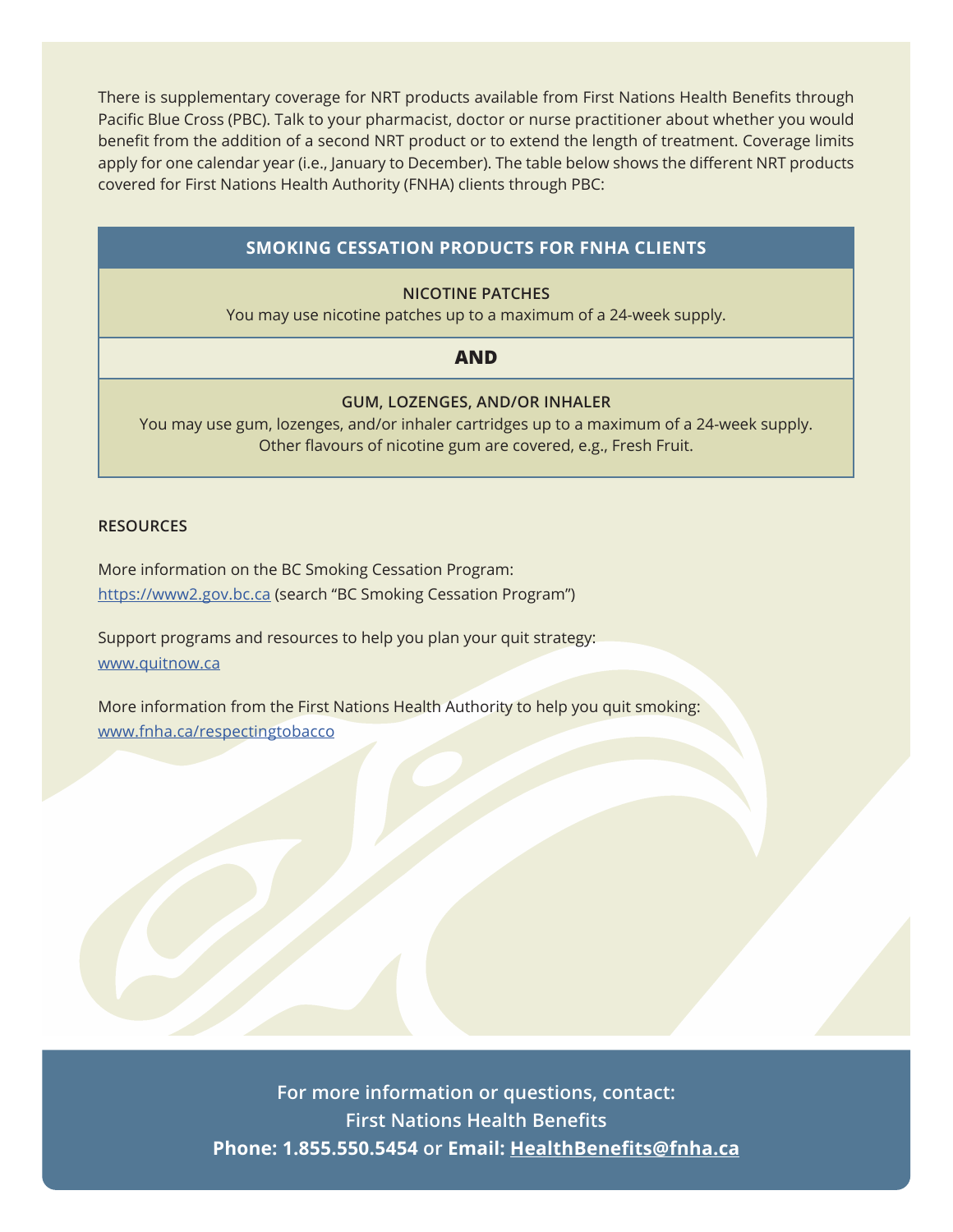There is supplementary coverage for NRT products available from First Nations Health Benefits through Pacific Blue Cross (PBC). Talk to your pharmacist, doctor or nurse practitioner about whether you would benefit from the addition of a second NRT product or to extend the length of treatment. Coverage limits apply for one calendar year (i.e., January to December). The table below shows the different NRT products covered for First Nations Health Authority (FNHA) clients through PBC:

| SMOKING CESSATION PRODUCTS FOR FNHA CLIENTS |
|---|
| **NICOTINE PATCHES**<br>You may use nicotine patches up to a maximum of a 24-week supply. |
| **AND** |
| **GUM, LOZENGES, AND/OR INHALER**<br>You may use gum, lozenges, and/or inhaler cartridges up to a maximum of a 24-week supply.<br>Other flavours of nicotine gum are covered, e.g., Fresh Fruit. |

**RESOURCES**

More information on the BC Smoking Cessation Program:
https://www2.gov.bc.ca (search "BC Smoking Cessation Program")

Support programs and resources to help you plan your quit strategy:
www.quitnow.ca

More information from the First Nations Health Authority to help you quit smoking:
www.fnha.ca/respectingtobacco

**For more information or questions, contact:**
**First Nations Health Benefits**
**Phone: 1.855.550.5454** or **Email: HealthBenefits@fnha.ca**